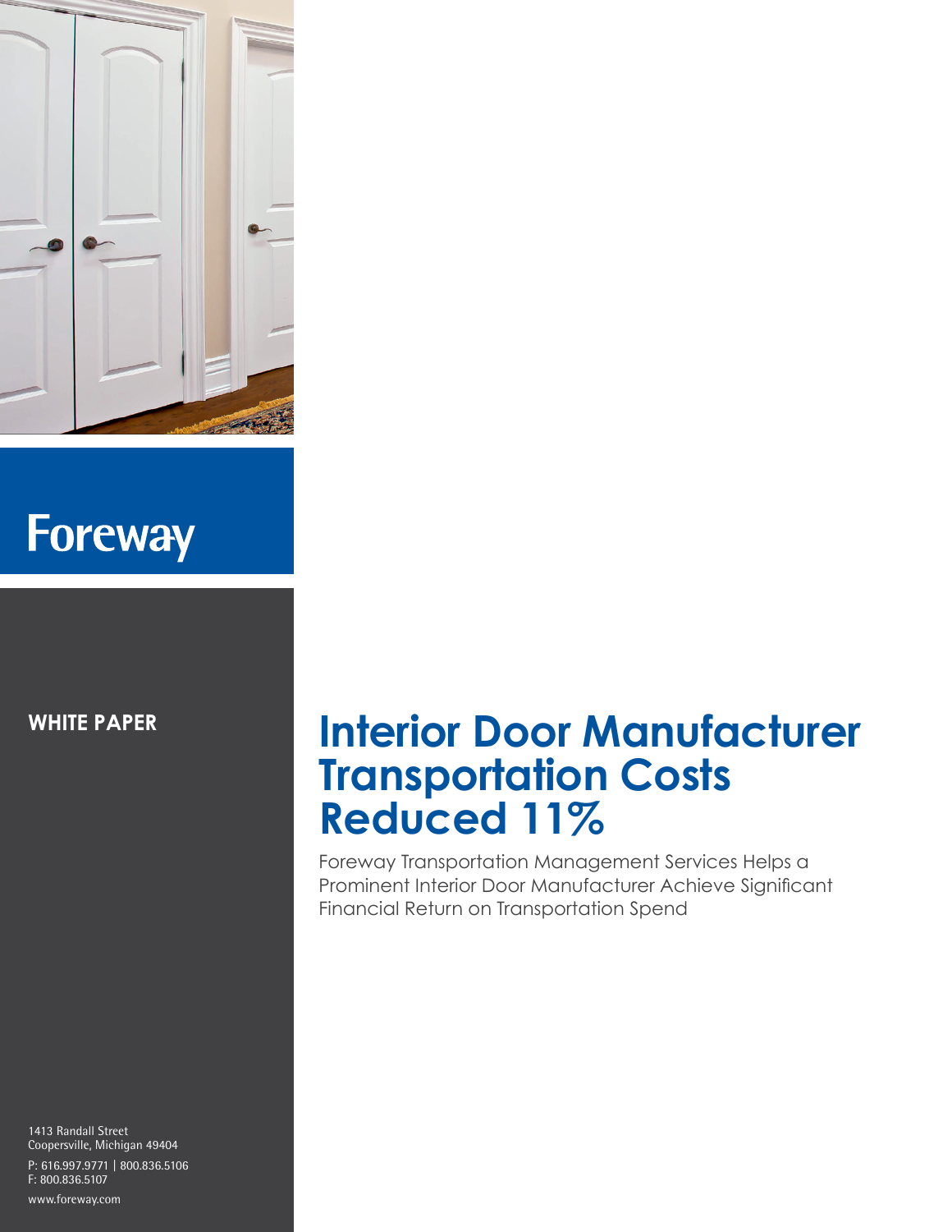**Foreway**

**WHITE PAPER**

# Interior Door Manufacturer Transportation Costs Reduced 11%

Foreway Transportation Management Services Helps a Prominent Interior Door Manufacturer Achieve Significant Financial Return on Transportation Spend

1413 Randall Street
Coopersville, Michigan 49404

P: 616.997.9771 | 800.836.5106
F: 800.836.5107

www.foreway.com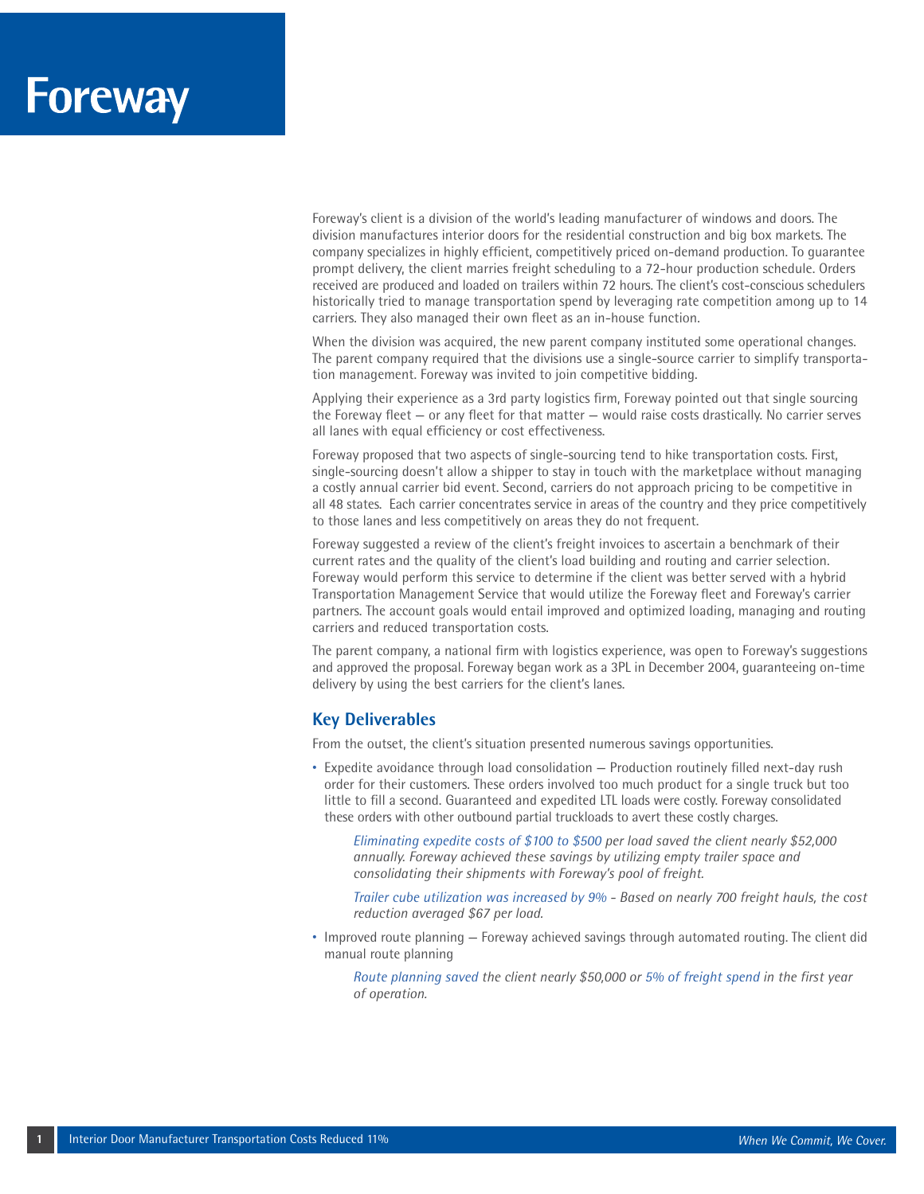# Foreway

Foreway's client is a division of the world's leading manufacturer of windows and doors. The division manufactures interior doors for the residential construction and big box markets. The company specializes in highly efficient, competitively priced on-demand production. To guarantee prompt delivery, the client marries freight scheduling to a 72-hour production schedule. Orders received are produced and loaded on trailers within 72 hours. The client's cost-conscious schedulers historically tried to manage transportation spend by leveraging rate competition among up to 14 carriers. They also managed their own fleet as an in-house function.

When the division was acquired, the new parent company instituted some operational changes. The parent company required that the divisions use a single-source carrier to simplify transportation management. Foreway was invited to join competitive bidding.

Applying their experience as a 3rd party logistics firm, Foreway pointed out that single sourcing the Foreway fleet — or any fleet for that matter — would raise costs drastically. No carrier serves all lanes with equal efficiency or cost effectiveness.

Foreway proposed that two aspects of single-sourcing tend to hike transportation costs. First, single-sourcing doesn't allow a shipper to stay in touch with the marketplace without managing a costly annual carrier bid event. Second, carriers do not approach pricing to be competitive in all 48 states. Each carrier concentrates service in areas of the country and they price competitively to those lanes and less competitively on areas they do not frequent.

Foreway suggested a review of the client's freight invoices to ascertain a benchmark of their current rates and the quality of the client's load building and routing and carrier selection. Foreway would perform this service to determine if the client was better served with a hybrid Transportation Management Service that would utilize the Foreway fleet and Foreway's carrier partners. The account goals would entail improved and optimized loading, managing and routing carriers and reduced transportation costs.

The parent company, a national firm with logistics experience, was open to Foreway's suggestions and approved the proposal. Foreway began work as a 3PL in December 2004, guaranteeing on-time delivery by using the best carriers for the client's lanes.

## Key Deliverables

From the outset, the client's situation presented numerous savings opportunities.

- Expedite avoidance through load consolidation — Production routinely filled next-day rush order for their customers. These orders involved too much product for a single truck but too little to fill a second. Guaranteed and expedited LTL loads were costly. Foreway consolidated these orders with other outbound partial truckloads to avert these costly charges.

  *Eliminating expedite costs of $100 to $500 per load saved the client nearly $52,000 annually. Foreway achieved these savings by utilizing empty trailer space and consolidating their shipments with Foreway's pool of freight.*

  *Trailer cube utilization was increased by 9% - Based on nearly 700 freight hauls, the cost reduction averaged $67 per load.*

- Improved route planning — Foreway achieved savings through automated routing. The client did manual route planning

  *Route planning saved the client nearly $50,000 or 5% of freight spend in the first year of operation.*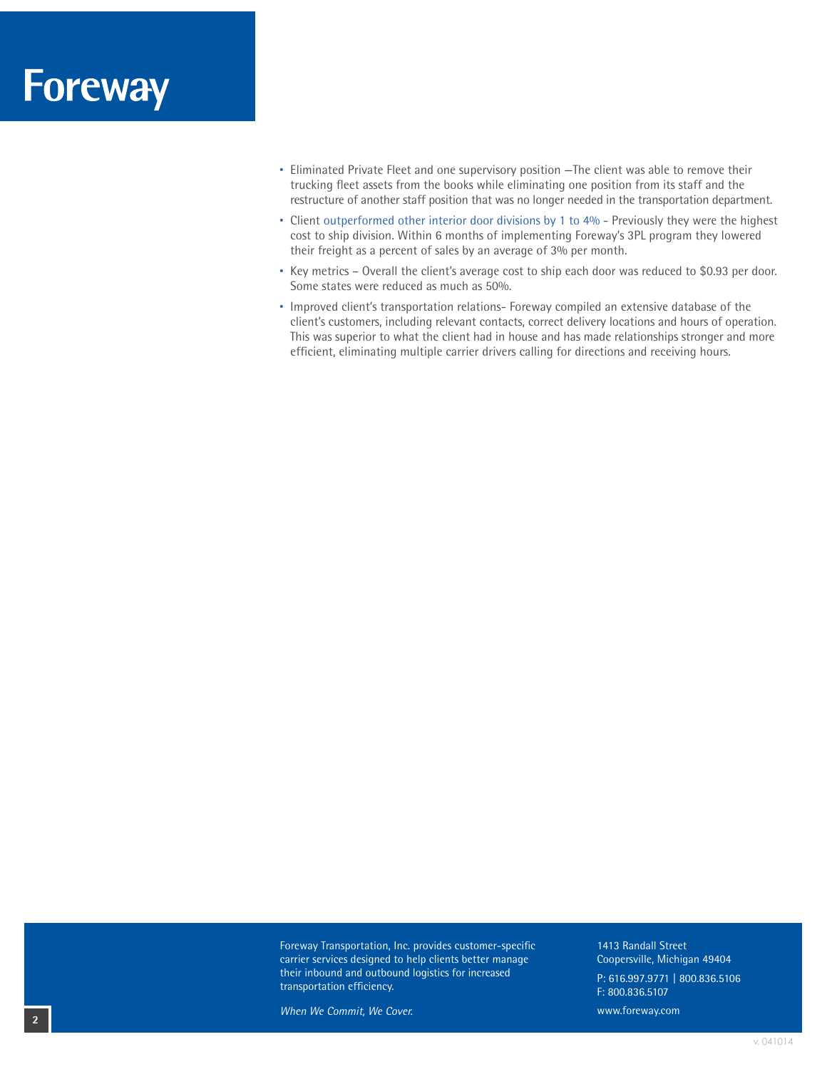# Foreway

- Eliminated Private Fleet and one supervisory position —The client was able to remove their trucking fleet assets from the books while eliminating one position from its staff and the restructure of another staff position that was no longer needed in the transportation department.
- Client outperformed other interior door divisions by 1 to 4% - Previously they were the highest cost to ship division. Within 6 months of implementing Foreway's 3PL program they lowered their freight as a percent of sales by an average of 3% per month.
- Key metrics – Overall the client's average cost to ship each door was reduced to $0.93 per door. Some states were reduced as much as 50%.
- Improved client's transportation relations- Foreway compiled an extensive database of the client's customers, including relevant contacts, correct delivery locations and hours of operation. This was superior to what the client had in house and has made relationships stronger and more efficient, eliminating multiple carrier drivers calling for directions and receiving hours.

Foreway Transportation, Inc. provides customer-specific carrier services designed to help clients better manage their inbound and outbound logistics for increased transportation efficiency.

*When We Commit, We Cover.*

1413 Randall Street
Coopersville, Michigan 49404

P: 616.997.9771 | 800.836.5106
F: 800.836.5107

www.foreway.com

v. 041014